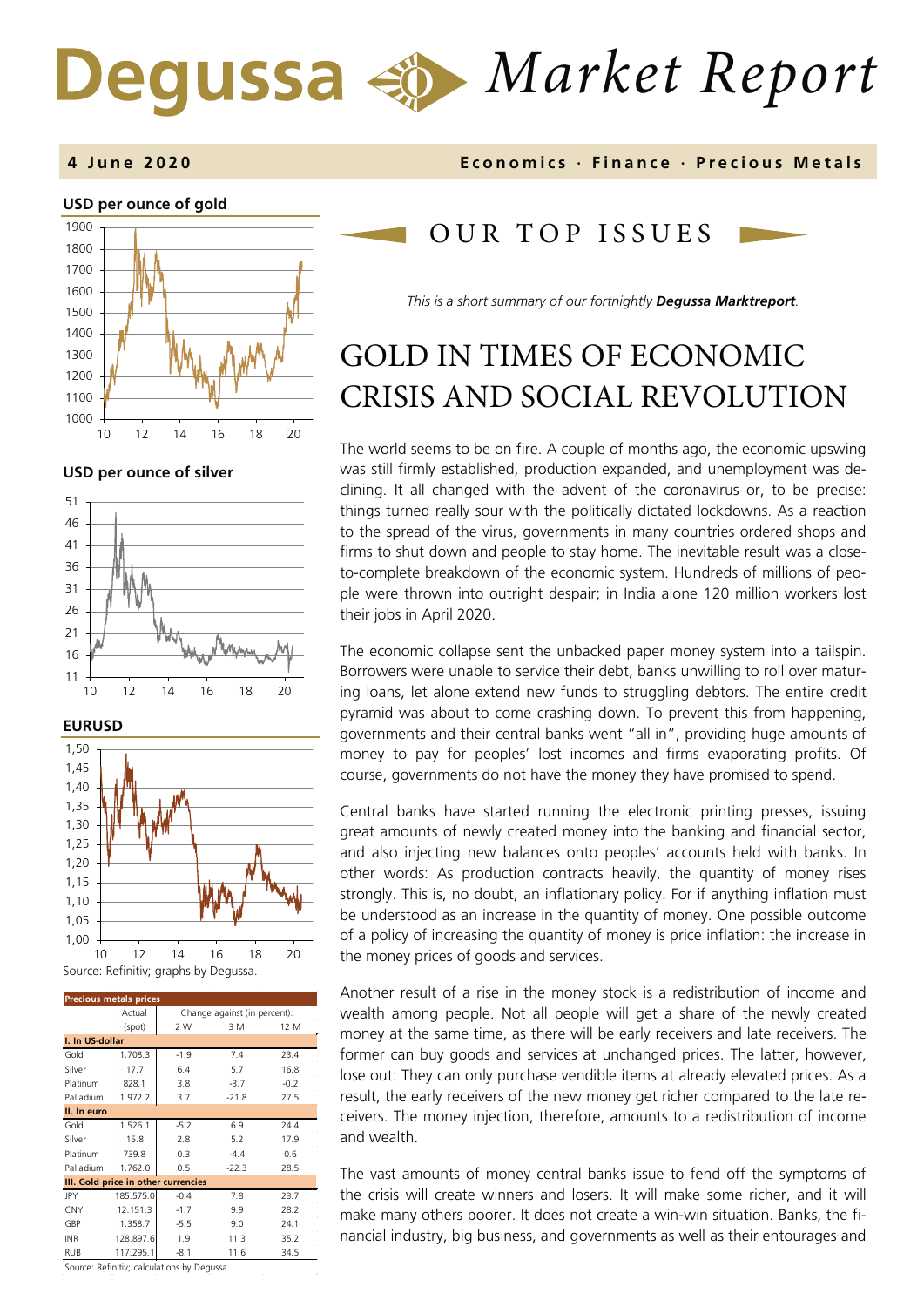# Degussa Market Report

**4 June 2020** — Economics · Finance · Precious Metals

**USD per ounce of gold**

**USD per ounce of silver**

**EURUSD**

Source: Refinitiv; graphs by Degussa.

| Precious metals prices | Actual (spot) | Change against (in percent): 2 W | 3 M | 12 M |
|---|---|---|---|---|
| **I. In US-dollar** | | | | |
| Gold | 1.708.3 | -1.9 | 7.4 | 23.4 |
| Silver | 17.7 | 6.4 | 5.7 | 16.8 |
| Platinum | 828.1 | 3.8 | -3.7 | -0.2 |
| Palladium | 1.972.2 | 3.7 | -21.8 | 27.5 |
| **II. In euro** | | | | |
| Gold | 1.526.1 | -5.2 | 6.9 | 24.4 |
| Silver | 15.8 | 2.8 | 5.2 | 17.9 |
| Platinum | 739.8 | 0.3 | -4.4 | 0.6 |
| Palladium | 1.762.0 | 0.5 | -22.3 | 28.5 |
| **III. Gold price in other currencies** | | | | |
| JPY | 185.575.0 | -0.4 | 7.8 | 23.7 |
| CNY | 12.151.3 | -1.7 | 9.9 | 28.2 |
| GBP | 1.358.7 | -5.5 | 9.0 | 24.1 |
| INR | 128.897.6 | 1.9 | 11.3 | 35.2 |
| RUB | 117.295.1 | -8.1 | 11.6 | 34.5 |

Source: Refinitiv; calculations by Degussa.

## OUR TOP ISSUES

*This is a short summary of our fortnightly* ***Degussa Marktreport****.*

# GOLD IN TIMES OF ECONOMIC CRISIS AND SOCIAL REVOLUTION

The world seems to be on fire. A couple of months ago, the economic upswing was still firmly established, production expanded, and unemployment was declining. It all changed with the advent of the coronavirus or, to be precise: things turned really sour with the politically dictated lockdowns. As a reaction to the spread of the virus, governments in many countries ordered shops and firms to shut down and people to stay home. The inevitable result was a close-to-complete breakdown of the economic system. Hundreds of millions of people were thrown into outright despair; in India alone 120 million workers lost their jobs in April 2020.

The economic collapse sent the unbacked paper money system into a tailspin. Borrowers were unable to service their debt, banks unwilling to roll over maturing loans, let alone extend new funds to struggling debtors. The entire credit pyramid was about to come crashing down. To prevent this from happening, governments and their central banks went "all in", providing huge amounts of money to pay for peoples' lost incomes and firms evaporating profits. Of course, governments do not have the money they have promised to spend.

Central banks have started running the electronic printing presses, issuing great amounts of newly created money into the banking and financial sector, and also injecting new balances onto peoples' accounts held with banks. In other words: As production contracts heavily, the quantity of money rises strongly. This is, no doubt, an inflationary policy. For if anything inflation must be understood as an increase in the quantity of money. One possible outcome of a policy of increasing the quantity of money is price inflation: the increase in the money prices of goods and services.

Another result of a rise in the money stock is a redistribution of income and wealth among people. Not all people will get a share of the newly created money at the same time, as there will be early receivers and late receivers. The former can buy goods and services at unchanged prices. The latter, however, lose out: They can only purchase vendible items at already elevated prices. As a result, the early receivers of the new money get richer compared to the late receivers. The money injection, therefore, amounts to a redistribution of income and wealth.

The vast amounts of money central banks issue to fend off the symptoms of the crisis will create winners and losers. It will make some richer, and it will make many others poorer. It does not create a win-win situation. Banks, the financial industry, big business, and governments as well as their entourages and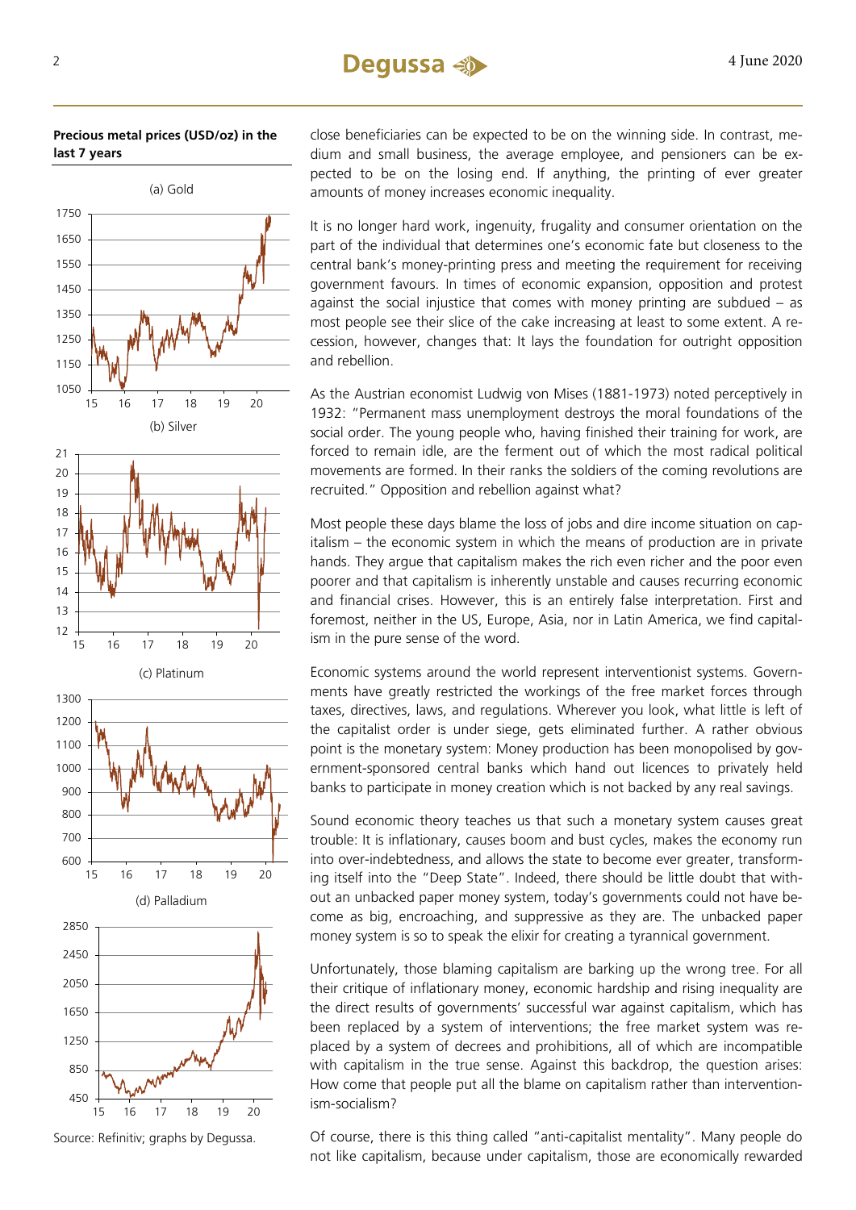**Precious metal prices (USD/oz) in the last 7 years**

(a) Gold

(b) Silver

(c) Platinum

(d) Palladium

Source: Refinitiv; graphs by Degussa.

close beneficiaries can be expected to be on the winning side. In contrast, medium and small business, the average employee, and pensioners can be expected to be on the losing end. If anything, the printing of ever greater amounts of money increases economic inequality.

It is no longer hard work, ingenuity, frugality and consumer orientation on the part of the individual that determines one's economic fate but closeness to the central bank's money-printing press and meeting the requirement for receiving government favours. In times of economic expansion, opposition and protest against the social injustice that comes with money printing are subdued – as most people see their slice of the cake increasing at least to some extent. A recession, however, changes that: It lays the foundation for outright opposition and rebellion.

As the Austrian economist Ludwig von Mises (1881-1973) noted perceptively in 1932: "Permanent mass unemployment destroys the moral foundations of the social order. The young people who, having finished their training for work, are forced to remain idle, are the ferment out of which the most radical political movements are formed. In their ranks the soldiers of the coming revolutions are recruited." Opposition and rebellion against what?

Most people these days blame the loss of jobs and dire income situation on capitalism – the economic system in which the means of production are in private hands. They argue that capitalism makes the rich even richer and the poor even poorer and that capitalism is inherently unstable and causes recurring economic and financial crises. However, this is an entirely false interpretation. First and foremost, neither in the US, Europe, Asia, nor in Latin America, we find capitalism in the pure sense of the word.

Economic systems around the world represent interventionist systems. Governments have greatly restricted the workings of the free market forces through taxes, directives, laws, and regulations. Wherever you look, what little is left of the capitalist order is under siege, gets eliminated further. A rather obvious point is the monetary system: Money production has been monopolised by government-sponsored central banks which hand out licences to privately held banks to participate in money creation which is not backed by any real savings.

Sound economic theory teaches us that such a monetary system causes great trouble: It is inflationary, causes boom and bust cycles, makes the economy run into over-indebtedness, and allows the state to become ever greater, transforming itself into the "Deep State". Indeed, there should be little doubt that without an unbacked paper money system, today's governments could not have become as big, encroaching, and suppressive as they are. The unbacked paper money system is so to speak the elixir for creating a tyrannical government.

Unfortunately, those blaming capitalism are barking up the wrong tree. For all their critique of inflationary money, economic hardship and rising inequality are the direct results of governments' successful war against capitalism, which has been replaced by a system of interventions; the free market system was replaced by a system of decrees and prohibitions, all of which are incompatible with capitalism in the true sense. Against this backdrop, the question arises: How come that people put all the blame on capitalism rather than interventionism-socialism?

Of course, there is this thing called "anti-capitalist mentality". Many people do not like capitalism, because under capitalism, those are economically rewarded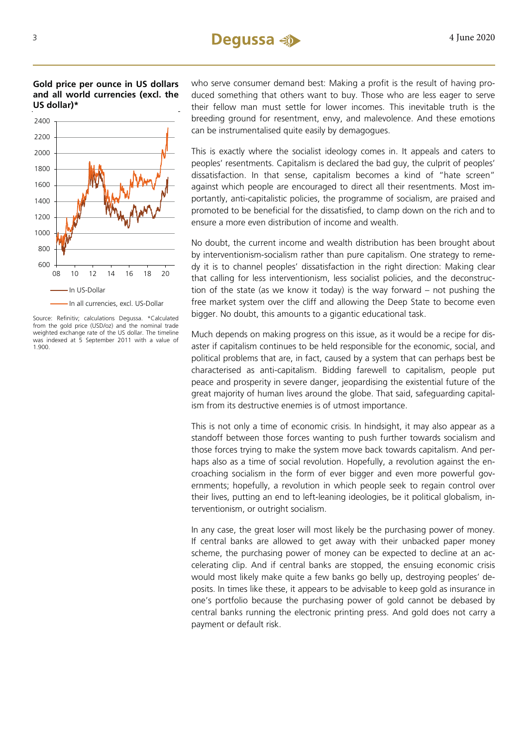**Gold price per ounce in US dollars and all world currencies (excl. the US dollar)***

Source: Refinitiv; calculations Degussa. *Calculated from the gold price (USD/oz) and the nominal trade weighted exchange rate of the US dollar. The timeline was indexed at 5 September 2011 with a value of 1.900.

who serve consumer demand best: Making a profit is the result of having produced something that others want to buy. Those who are less eager to serve their fellow man must settle for lower incomes. This inevitable truth is the breeding ground for resentment, envy, and malevolence. And these emotions can be instrumentalised quite easily by demagogues.

This is exactly where the socialist ideology comes in. It appeals and caters to peoples' resentments. Capitalism is declared the bad guy, the culprit of peoples' dissatisfaction. In that sense, capitalism becomes a kind of "hate screen" against which people are encouraged to direct all their resentments. Most importantly, anti-capitalistic policies, the programme of socialism, are praised and promoted to be beneficial for the dissatisfied, to clamp down on the rich and to ensure a more even distribution of income and wealth.

No doubt, the current income and wealth distribution has been brought about by interventionism-socialism rather than pure capitalism. One strategy to remedy it is to channel peoples' dissatisfaction in the right direction: Making clear that calling for less interventionism, less socialist policies, and the deconstruction of the state (as we know it today) is the way forward – not pushing the free market system over the cliff and allowing the Deep State to become even bigger. No doubt, this amounts to a gigantic educational task.

Much depends on making progress on this issue, as it would be a recipe for disaster if capitalism continues to be held responsible for the economic, social, and political problems that are, in fact, caused by a system that can perhaps best be characterised as anti-capitalism. Bidding farewell to capitalism, people put peace and prosperity in severe danger, jeopardising the existential future of the great majority of human lives around the globe. That said, safeguarding capitalism from its destructive enemies is of utmost importance.

This is not only a time of economic crisis. In hindsight, it may also appear as a standoff between those forces wanting to push further towards socialism and those forces trying to make the system move back towards capitalism. And perhaps also as a time of social revolution. Hopefully, a revolution against the encroaching socialism in the form of ever bigger and even more powerful governments; hopefully, a revolution in which people seek to regain control over their lives, putting an end to left-leaning ideologies, be it political globalism, interventionism, or outright socialism.

In any case, the great loser will most likely be the purchasing power of money. If central banks are allowed to get away with their unbacked paper money scheme, the purchasing power of money can be expected to decline at an accelerating clip. And if central banks are stopped, the ensuing economic crisis would most likely make quite a few banks go belly up, destroying peoples' deposits. In times like these, it appears to be advisable to keep gold as insurance in one's portfolio because the purchasing power of gold cannot be debased by central banks running the electronic printing press. And gold does not carry a payment or default risk.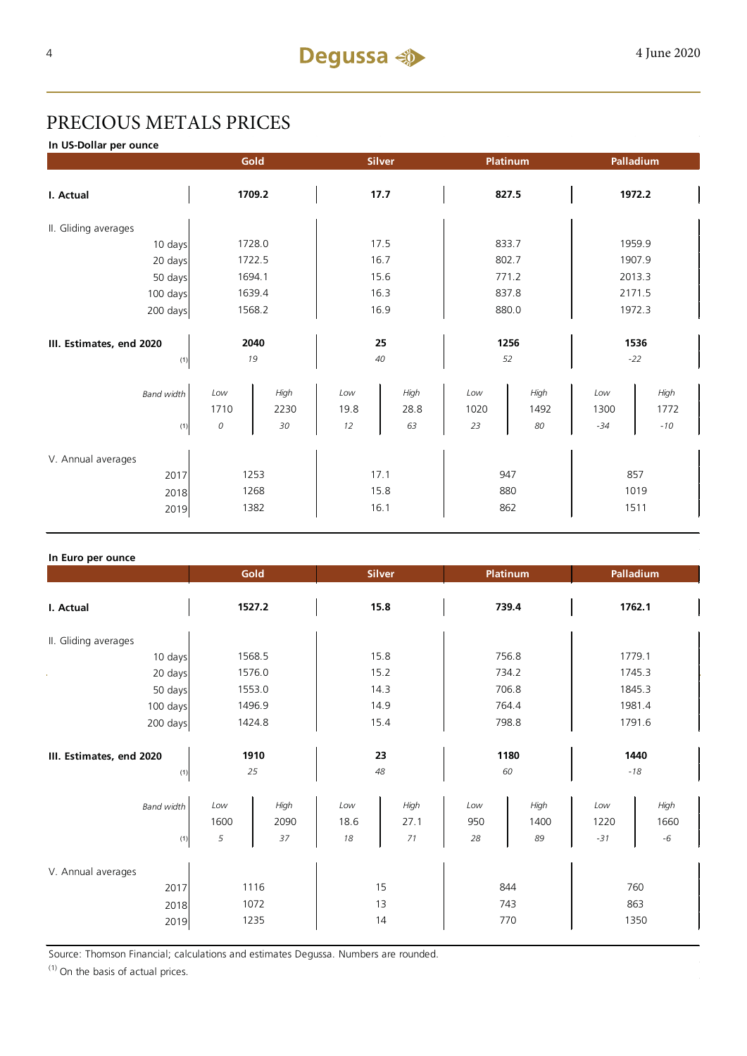# PRECIOUS METALS PRICES

**In US-Dollar per ounce**

| | Gold | | Silver | | Platinum | | Palladium | |
|---|---|---|---|---|---|---|---|---|
| **I. Actual** | **1709.2** | | **17.7** | | **827.5** | | **1972.2** | |
| II. Gliding averages | | | | | | | | |
| 10 days | 1728.0 | | 17.5 | | 833.7 | | 1959.9 | |
| 20 days | 1722.5 | | 16.7 | | 802.7 | | 1907.9 | |
| 50 days | 1694.1 | | 15.6 | | 771.2 | | 2013.3 | |
| 100 days | 1639.4 | | 16.3 | | 837.8 | | 2171.5 | |
| 200 days | 1568.2 | | 16.9 | | 880.0 | | 1972.3 | |
| **III. Estimates, end 2020** | **2040** | | **25** | | **1256** | | **1536** | |
| (1) | *19* | | *40* | | *52* | | *-22* | |
| *Band width* | *Low* | *High* | *Low* | *High* | *Low* | *High* | *Low* | *High* |
| | 1710 | 2230 | 19.8 | 28.8 | 1020 | 1492 | 1300 | 1772 |
| (1) | *0* | *30* | *12* | *63* | *23* | *80* | *-34* | *-10* |
| V. Annual averages | | | | | | | | |
| 2017 | 1253 | | 17.1 | | 947 | | 857 | |
| 2018 | 1268 | | 15.8 | | 880 | | 1019 | |
| 2019 | 1382 | | 16.1 | | 862 | | 1511 | |

**In Euro per ounce**

| | Gold | | Silver | | Platinum | | Palladium | |
|---|---|---|---|---|---|---|---|---|
| **I. Actual** | **1527.2** | | **15.8** | | **739.4** | | **1762.1** | |
| II. Gliding averages | | | | | | | | |
| 10 days | 1568.5 | | 15.8 | | 756.8 | | 1779.1 | |
| 20 days | 1576.0 | | 15.2 | | 734.2 | | 1745.3 | |
| 50 days | 1553.0 | | 14.3 | | 706.8 | | 1845.3 | |
| 100 days | 1496.9 | | 14.9 | | 764.4 | | 1981.4 | |
| 200 days | 1424.8 | | 15.4 | | 798.8 | | 1791.6 | |
| **III. Estimates, end 2020** | **1910** | | **23** | | **1180** | | **1440** | |
| (1) | *25* | | *48* | | *60* | | *-18* | |
| *Band width* | *Low* | *High* | *Low* | *High* | *Low* | *High* | *Low* | *High* |
| | 1600 | 2090 | 18.6 | 27.1 | 950 | 1400 | 1220 | 1660 |
| (1) | *5* | *37* | *18* | *71* | *28* | *89* | *-31* | *-6* |
| V. Annual averages | | | | | | | | |
| 2017 | 1116 | | 15 | | 844 | | 760 | |
| 2018 | 1072 | | 13 | | 743 | | 863 | |
| 2019 | 1235 | | 14 | | 770 | | 1350 | |

Source: Thomson Financial; calculations and estimates Degussa. Numbers are rounded.

(1) On the basis of actual prices.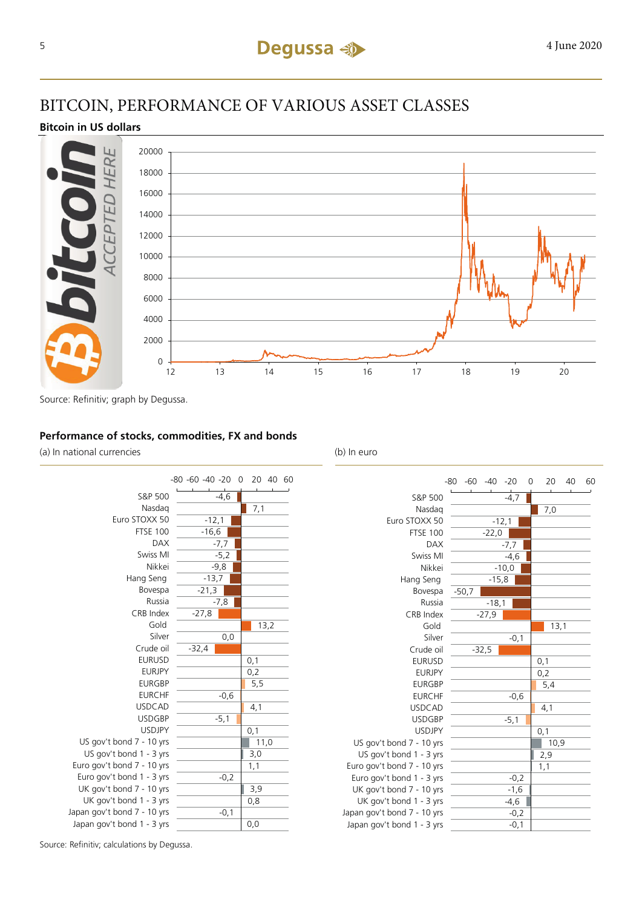# BITCOIN, PERFORMANCE OF VARIOUS ASSET CLASSES

**Bitcoin in US dollars**

Source: Refinitiv; graph by Degussa.

**Performance of stocks, commodities, FX and bonds**

| | (a) In national currencies | (b) In euro |
|---|---|---|
| S&P 500 | -4,6 | -4,7 |
| Nasdaq | 7,1 | 7,0 |
| Euro STOXX 50 | -12,1 | -12,1 |
| FTSE 100 | -16,6 | -22,0 |
| DAX | -7,7 | -7,7 |
| Swiss MI | -5,2 | -4,6 |
| Nikkei | -9,8 | -10,0 |
| Hang Seng | -13,7 | -15,8 |
| Bovespa | -21,3 | -50,7 |
| Russia | -7,8 | -18,1 |
| CRB Index | -27,8 | -27,9 |
| Gold | 13,2 | 13,1 |
| Silver | 0,0 | -0,1 |
| Crude oil | -32,4 | -32,5 |
| EURUSD | 0,1 | 0,1 |
| EURJPY | 0,2 | 0,2 |
| EURGBP | 5,5 | 5,4 |
| EURCHF | -0,6 | -0,6 |
| USDCAD | 4,1 | 4,1 |
| USDGBP | -5,1 | -5,1 |
| USDJPY | 0,1 | 0,1 |
| US gov't bond 7 - 10 yrs | 11,0 | 10,9 |
| US gov't bond 1 - 3 yrs | 3,0 | 2,9 |
| Euro gov't bond 7 - 10 yrs | 1,1 | 1,1 |
| Euro gov't bond 1 - 3 yrs | -0,2 | -0,2 |
| UK gov't bond 7 - 10 yrs | 3,9 | -1,6 |
| UK gov't bond 1 - 3 yrs | 0,8 | -4,6 |
| Japan gov't bond 7 - 10 yrs | -0,1 | -0,2 |
| Japan gov't bond 1 - 3 yrs | 0,0 | -0,1 |

Source: Refinitiv; calculations by Degussa.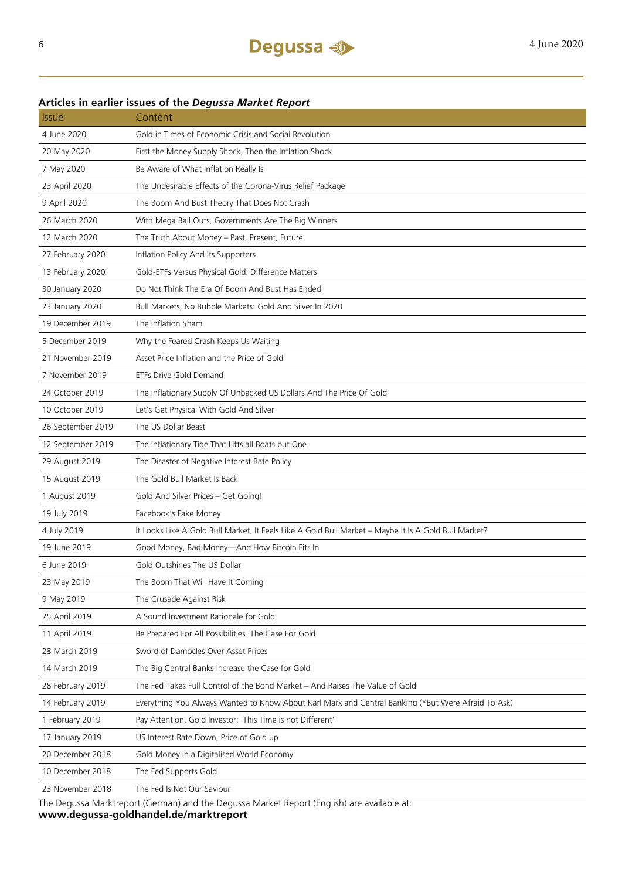## Articles in earlier issues of the *Degussa Market Report*

| Issue | Content |
| --- | --- |
| 4 June 2020 | Gold in Times of Economic Crisis and Social Revolution |
| 20 May 2020 | First the Money Supply Shock, Then the Inflation Shock |
| 7 May 2020 | Be Aware of What Inflation Really Is |
| 23 April 2020 | The Undesirable Effects of the Corona-Virus Relief Package |
| 9 April 2020 | The Boom And Bust Theory That Does Not Crash |
| 26 March 2020 | With Mega Bail Outs, Governments Are The Big Winners |
| 12 March 2020 | The Truth About Money – Past, Present, Future |
| 27 February 2020 | Inflation Policy And Its Supporters |
| 13 February 2020 | Gold-ETFs Versus Physical Gold: Difference Matters |
| 30 January 2020 | Do Not Think The Era Of Boom And Bust Has Ended |
| 23 January 2020 | Bull Markets, No Bubble Markets: Gold And Silver In 2020 |
| 19 December 2019 | The Inflation Sham |
| 5 December 2019 | Why the Feared Crash Keeps Us Waiting |
| 21 November 2019 | Asset Price Inflation and the Price of Gold |
| 7 November 2019 | ETFs Drive Gold Demand |
| 24 October 2019 | The Inflationary Supply Of Unbacked US Dollars And The Price Of Gold |
| 10 October 2019 | Let's Get Physical With Gold And Silver |
| 26 September 2019 | The US Dollar Beast |
| 12 September 2019 | The Inflationary Tide That Lifts all Boats but One |
| 29 August 2019 | The Disaster of Negative Interest Rate Policy |
| 15 August 2019 | The Gold Bull Market Is Back |
| 1 August 2019 | Gold And Silver Prices – Get Going! |
| 19 July 2019 | Facebook's Fake Money |
| 4 July 2019 | It Looks Like A Gold Bull Market, It Feels Like A Gold Bull Market – Maybe It Is A Gold Bull Market? |
| 19 June 2019 | Good Money, Bad Money—And How Bitcoin Fits In |
| 6 June 2019 | Gold Outshines The US Dollar |
| 23 May 2019 | The Boom That Will Have It Coming |
| 9 May 2019 | The Crusade Against Risk |
| 25 April 2019 | A Sound Investment Rationale for Gold |
| 11 April 2019 | Be Prepared For All Possibilities. The Case For Gold |
| 28 March 2019 | Sword of Damocles Over Asset Prices |
| 14 March 2019 | The Big Central Banks Increase the Case for Gold |
| 28 February 2019 | The Fed Takes Full Control of the Bond Market – And Raises The Value of Gold |
| 14 February 2019 | Everything You Always Wanted to Know About Karl Marx and Central Banking (*But Were Afraid To Ask) |
| 1 February 2019 | Pay Attention, Gold Investor: 'This Time is not Different' |
| 17 January 2019 | US Interest Rate Down, Price of Gold up |
| 20 December 2018 | Gold Money in a Digitalised World Economy |
| 10 December 2018 | The Fed Supports Gold |
| 23 November 2018 | The Fed Is Not Our Saviour |

The Degussa Marktreport (German) and the Degussa Market Report (English) are available at:
**www.degussa-goldhandel.de/marktreport**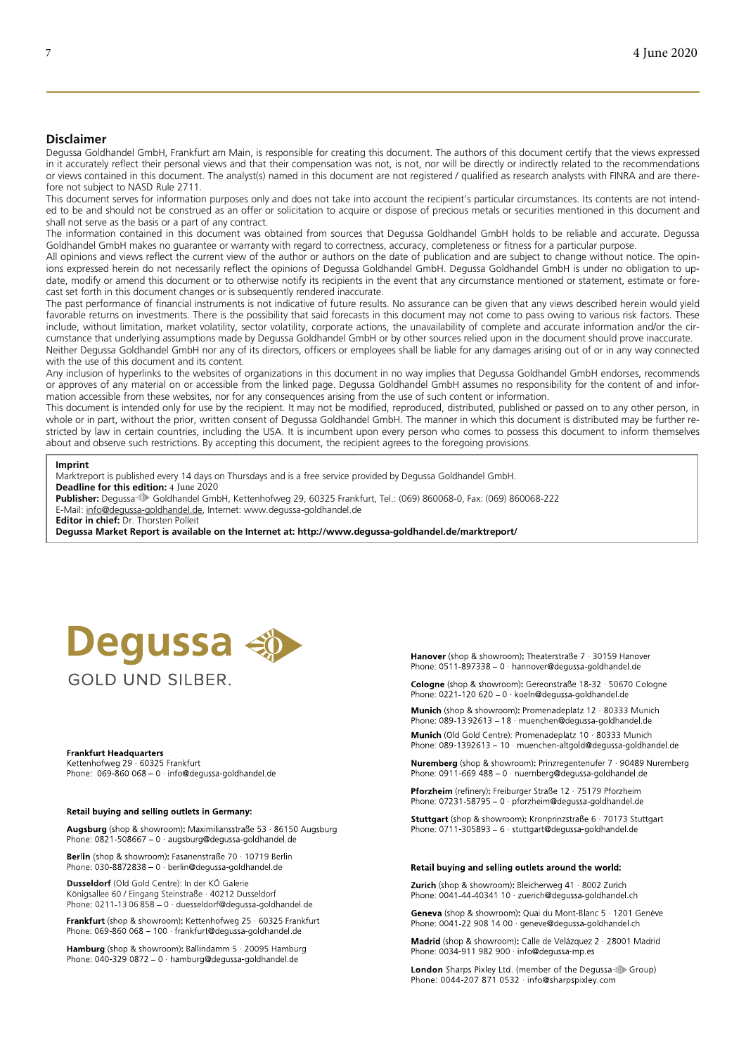## Disclaimer

Degussa Goldhandel GmbH, Frankfurt am Main, is responsible for creating this document. The authors of this document certify that the views expressed in it accurately reflect their personal views and that their compensation was not, is not, nor will be directly or indirectly related to the recommendations or views contained in this document. The analyst(s) named in this document are not registered / qualified as research analysts with FINRA and are therefore not subject to NASD Rule 2711.

This document serves for information purposes only and does not take into account the recipient's particular circumstances. Its contents are not intended to be and should not be construed as an offer or solicitation to acquire or dispose of precious metals or securities mentioned in this document and shall not serve as the basis or a part of any contract.

The information contained in this document was obtained from sources that Degussa Goldhandel GmbH holds to be reliable and accurate. Degussa Goldhandel GmbH makes no guarantee or warranty with regard to correctness, accuracy, completeness or fitness for a particular purpose.

All opinions and views reflect the current view of the author or authors on the date of publication and are subject to change without notice. The opinions expressed herein do not necessarily reflect the opinions of Degussa Goldhandel GmbH. Degussa Goldhandel GmbH is under no obligation to update, modify or amend this document or to otherwise notify its recipients in the event that any circumstance mentioned or statement, estimate or forecast set forth in this document changes or is subsequently rendered inaccurate.

The past performance of financial instruments is not indicative of future results. No assurance can be given that any views described herein would yield favorable returns on investments. There is the possibility that said forecasts in this document may not come to pass owing to various risk factors. These include, without limitation, market volatility, sector volatility, corporate actions, the unavailability of complete and accurate information and/or the circumstance that underlying assumptions made by Degussa Goldhandel GmbH or by other sources relied upon in the document should prove inaccurate.

Neither Degussa Goldhandel GmbH nor any of its directors, officers or employees shall be liable for any damages arising out of or in any way connected with the use of this document and its content.

Any inclusion of hyperlinks to the websites of organizations in this document in no way implies that Degussa Goldhandel GmbH endorses, recommends or approves of any material on or accessible from the linked page. Degussa Goldhandel GmbH assumes no responsibility for the content of and information accessible from these websites, nor for any consequences arising from the use of such content or information.

This document is intended only for use by the recipient. It may not be modified, reproduced, distributed, published or passed on to any other person, in whole or in part, without the prior, written consent of Degussa Goldhandel GmbH. The manner in which this document is distributed may be further restricted by law in certain countries, including the USA. It is incumbent upon every person who comes to possess this document to inform themselves about and observe such restrictions. By accepting this document, the recipient agrees to the foregoing provisions.

**Imprint**

Marktreport is published every 14 days on Thursdays and is a free service provided by Degussa Goldhandel GmbH.

**Deadline for this edition:** 4 June 2020

**Publisher:** Degussa Goldhandel GmbH, Kettenhofweg 29, 60325 Frankfurt, Tel.: (069) 860068-0, Fax: (069) 860068-222

E-Mail: info@degussa-goldhandel.de, Internet: www.degussa-goldhandel.de

**Editor in chief:** Dr. Thorsten Polleit

**Degussa Market Report is available on the Internet at: http://www.degussa-goldhandel.de/marktreport/**

Degussa

GOLD UND SILBER.

**Frankfurt Headquarters**
Kettenhofweg 29 · 60325 Frankfurt
Phone: 069-860 068 – 0 · info@degussa-goldhandel.de

**Retail buying and selling outlets in Germany:**

**Augsburg** (shop & showroom)**:** Maximiliansstraße 53 · 86150 Augsburg
Phone: 0821-508667 – 0 · augsburg@degussa-goldhandel.de

**Berlin** (shop & showroom): Fasanenstraße 70 · 10719 Berlin
Phone: 030-8872838 – 0 · berlin@degussa-goldhandel.de

**Dusseldorf** (Old Gold Centre): In der KÖ Galerie
Königsallee 60 / Eingang Steinstraße · 40212 Dusseldorf
Phone: 0211-13 06 858 – 0 · duesseldorf@degussa-goldhandel.de

**Frankfurt** (shop & showroom)**:** Kettenhofweg 25 · 60325 Frankfurt
Phone: 069-860 068 – 100 · frankfurt@degussa-goldhandel.de

**Hamburg** (shop & showroom)**:** Ballindamm 5 · 20095 Hamburg
Phone: 040-329 0872 – 0 · hamburg@degussa-goldhandel.de

**Hanover** (shop & showroom)**:** Theaterstraße 7 · 30159 Hanover
Phone: 0511-897338 – 0 · hannover@degussa-goldhandel.de

**Cologne** (shop & showroom)**:** Gereonstraße 18-32 · 50670 Cologne
Phone: 0221-120 620 – 0 · koeln@degussa-goldhandel.de

**Munich** (shop & showroom)**:** Promenadeplatz 12 · 80333 Munich
Phone: 089-13 92613 – 18 · muenchen@degussa-goldhandel.de

**Munich** (Old Gold Centre)**:** Promenadeplatz 10 · 80333 Munich
Phone: 089-1392613 – 10 · muenchen-altgold@degussa-goldhandel.de

**Nuremberg** (shop & showroom)**:** Prinzregentenufer 7 · 90489 Nuremberg
Phone: 0911-669 488 – 0 · nuernberg@degussa-goldhandel.de

**Pforzheim** (refinery)**:** Freiburger Straße 12 · 75179 Pforzheim
Phone: 07231-58795 – 0 · pforzheim@degussa-goldhandel.de

**Stuttgart** (shop & showroom)**:** Kronprinzstraße 6 · 70173 Stuttgart
Phone: 0711-305893 – 6 · stuttgart@degussa-goldhandel.de

**Retail buying and selling outlets around the world:**

**Zurich** (shop & showroom)**:** Bleicherweg 41 · 8002 Zurich
Phone: 0041-44-40341 10 · zuerich@degussa-goldhandel.ch

**Geneva** (shop & showroom)**:** Quai du Mont-Blanc 5 · 1201 Genève
Phone: 0041-22 908 14 00 · geneve@degussa-goldhandel.ch

**Madrid** (shop & showroom)**:** Calle de Velázquez 2 · 28001 Madrid
Phone: 0034-911 982 900 · info@degussa-mp.es

**London** Sharps Pixley Ltd. (member of the Degussa Group)
Phone: 0044-207 871 0532 · info@sharpspixley.com